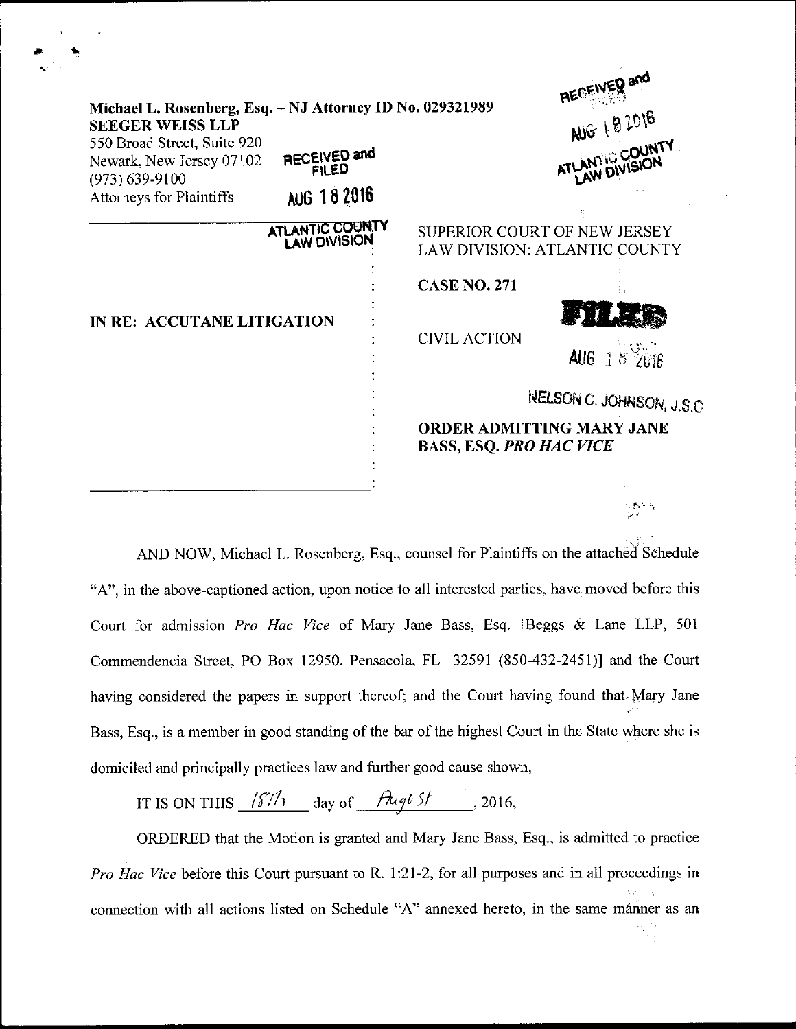Michael L. Rosenberg, Esq. – NJ Attorney ID No. 029321989
**SEEGER WEISS LLP**
550 Broad Street, Suite 920
Newark, New Jersey 07102
(973) 639-9100
Attorneys for Plaintiffs

RECEIVED and FILED
AUG 18 2016
ATLANTIC COUNTY
LAW DIVISION

RECEIVED and FILED
AUG 18 2016
ATLANTIC COUNTY
LAW DIVISION

**IN RE: ACCUTANE LITIGATION**

SUPERIOR COURT OF NEW JERSEY
LAW DIVISION: ATLANTIC COUNTY

**CASE NO. 271**

CIVIL ACTION

FILED
AUG 18 2016
NELSON C. JOHNSON, J.S.C

**ORDER ADMITTING MARY JANE BASS, ESQ. *PRO HAC VICE***

AND NOW, Michael L. Rosenberg, Esq., counsel for Plaintiffs on the attached Schedule "A", in the above-captioned action, upon notice to all interested parties, have moved before this Court for admission *Pro Hac Vice* of Mary Jane Bass, Esq. [Beggs & Lane LLP, 501 Commendencia Street, PO Box 12950, Pensacola, FL 32591 (850-432-2451)] and the Court having considered the papers in support thereof; and the Court having found that Mary Jane Bass, Esq., is a member in good standing of the bar of the highest Court in the State where she is domiciled and principally practices law and further good cause shown,

IT IS ON THIS 18th day of August, 2016,

ORDERED that the Motion is granted and Mary Jane Bass, Esq., is admitted to practice *Pro Hac Vice* before this Court pursuant to R. 1:21-2, for all purposes and in all proceedings in connection with all actions listed on Schedule "A" annexed hereto, in the same manner as an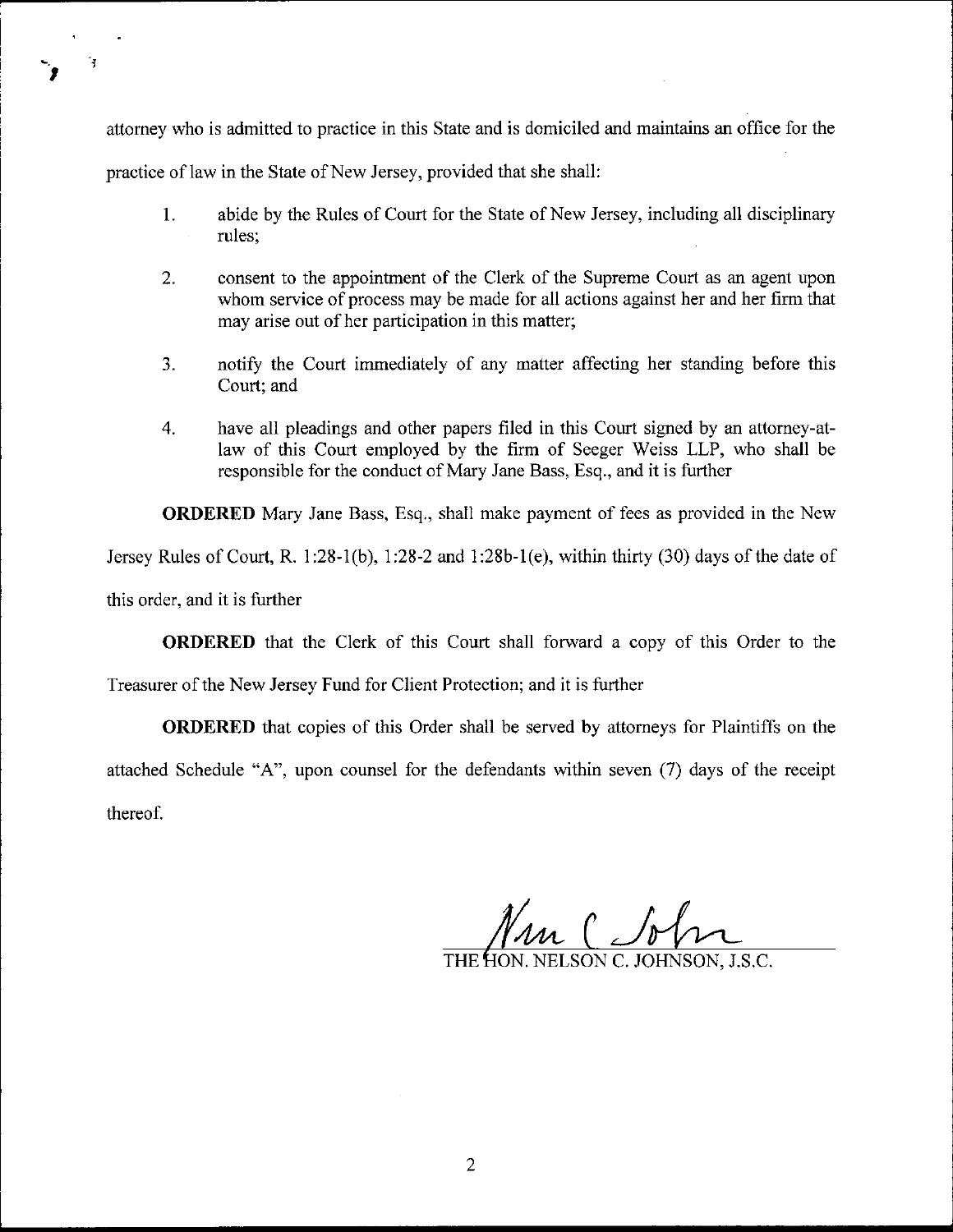attorney who is admitted to practice in this State and is domiciled and maintains an office for the practice of law in the State of New Jersey, provided that she shall:

1. abide by the Rules of Court for the State of New Jersey, including all disciplinary rules;

2. consent to the appointment of the Clerk of the Supreme Court as an agent upon whom service of process may be made for all actions against her and her firm that may arise out of her participation in this matter;

3. notify the Court immediately of any matter affecting her standing before this Court; and

4. have all pleadings and other papers filed in this Court signed by an attorney-at-law of this Court employed by the firm of Seeger Weiss LLP, who shall be responsible for the conduct of Mary Jane Bass, Esq., and it is further

**ORDERED** Mary Jane Bass, Esq., shall make payment of fees as provided in the New Jersey Rules of Court, R. 1:28-1(b), 1:28-2 and 1:28b-1(e), within thirty (30) days of the date of this order, and it is further

**ORDERED** that the Clerk of this Court shall forward a copy of this Order to the Treasurer of the New Jersey Fund for Client Protection; and it is further

**ORDERED** that copies of this Order shall be served by attorneys for Plaintiffs on the attached Schedule "A", upon counsel for the defendants within seven (7) days of the receipt thereof.

THE HON. NELSON C. JOHNSON, J.S.C.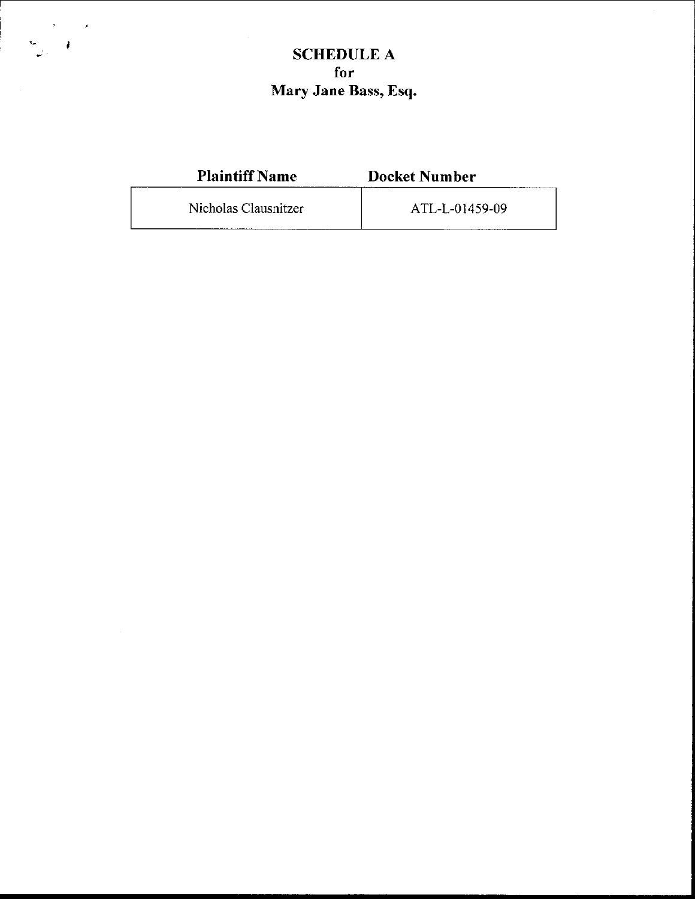# SCHEDULE A
## for
## Mary Jane Bass, Esq.

| Plaintiff Name | Docket Number |
|---|---|
| Nicholas Clausnitzer | ATL-L-01459-09 |